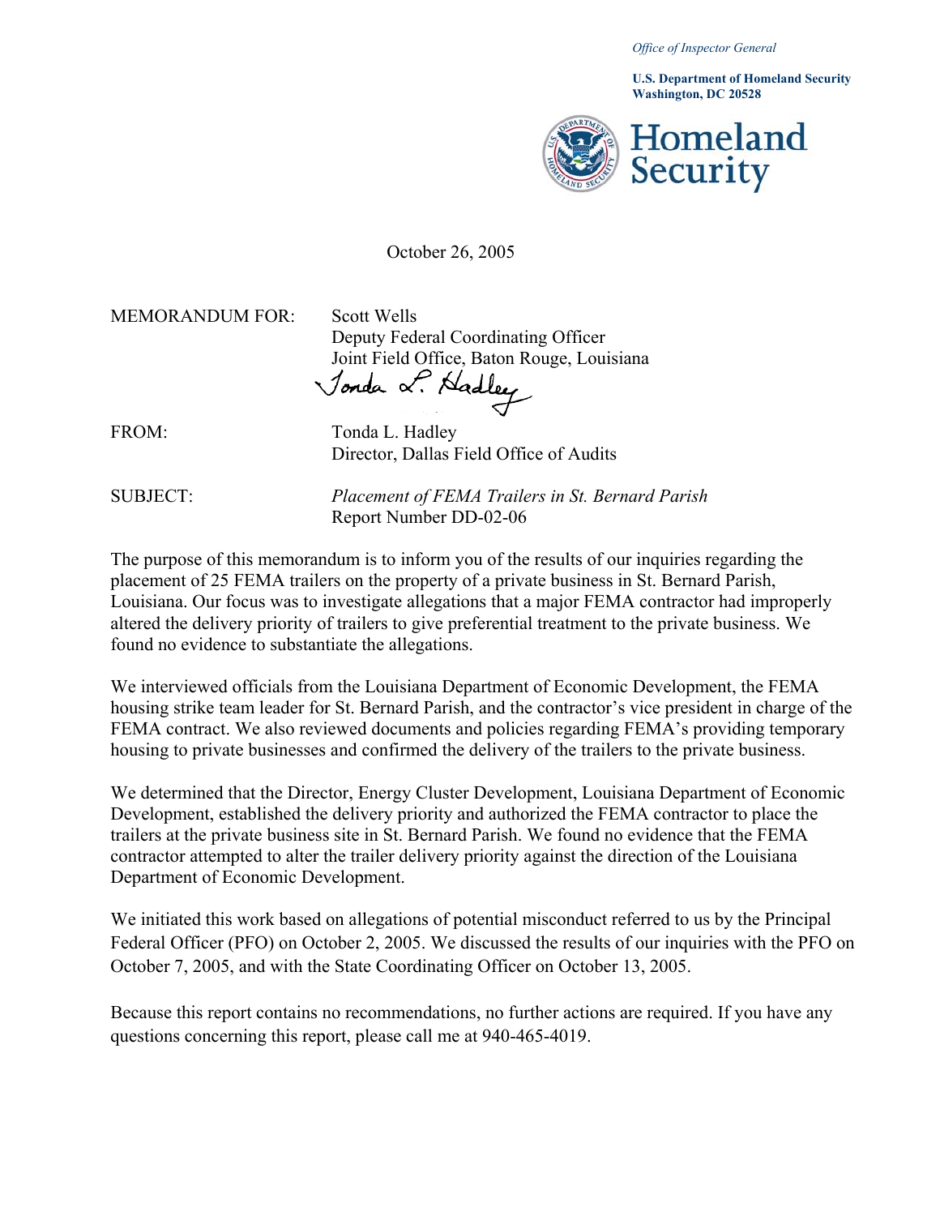*Office of Inspector General*

**U.S. Department of Homeland Security**
**Washington, DC 20528**

**Homeland Security**

October 26, 2005

MEMORANDUM FOR: Scott Wells
Deputy Federal Coordinating Officer
Joint Field Office, Baton Rouge, Louisiana

FROM: Tonda L. Hadley
Director, Dallas Field Office of Audits

SUBJECT: *Placement of FEMA Trailers in St. Bernard Parish*
Report Number DD-02-06

The purpose of this memorandum is to inform you of the results of our inquiries regarding the placement of 25 FEMA trailers on the property of a private business in St. Bernard Parish, Louisiana. Our focus was to investigate allegations that a major FEMA contractor had improperly altered the delivery priority of trailers to give preferential treatment to the private business. We found no evidence to substantiate the allegations.

We interviewed officials from the Louisiana Department of Economic Development, the FEMA housing strike team leader for St. Bernard Parish, and the contractor's vice president in charge of the FEMA contract. We also reviewed documents and policies regarding FEMA's providing temporary housing to private businesses and confirmed the delivery of the trailers to the private business.

We determined that the Director, Energy Cluster Development, Louisiana Department of Economic Development, established the delivery priority and authorized the FEMA contractor to place the trailers at the private business site in St. Bernard Parish. We found no evidence that the FEMA contractor attempted to alter the trailer delivery priority against the direction of the Louisiana Department of Economic Development.

We initiated this work based on allegations of potential misconduct referred to us by the Principal Federal Officer (PFO) on October 2, 2005. We discussed the results of our inquiries with the PFO on October 7, 2005, and with the State Coordinating Officer on October 13, 2005.

Because this report contains no recommendations, no further actions are required. If you have any questions concerning this report, please call me at 940-465-4019.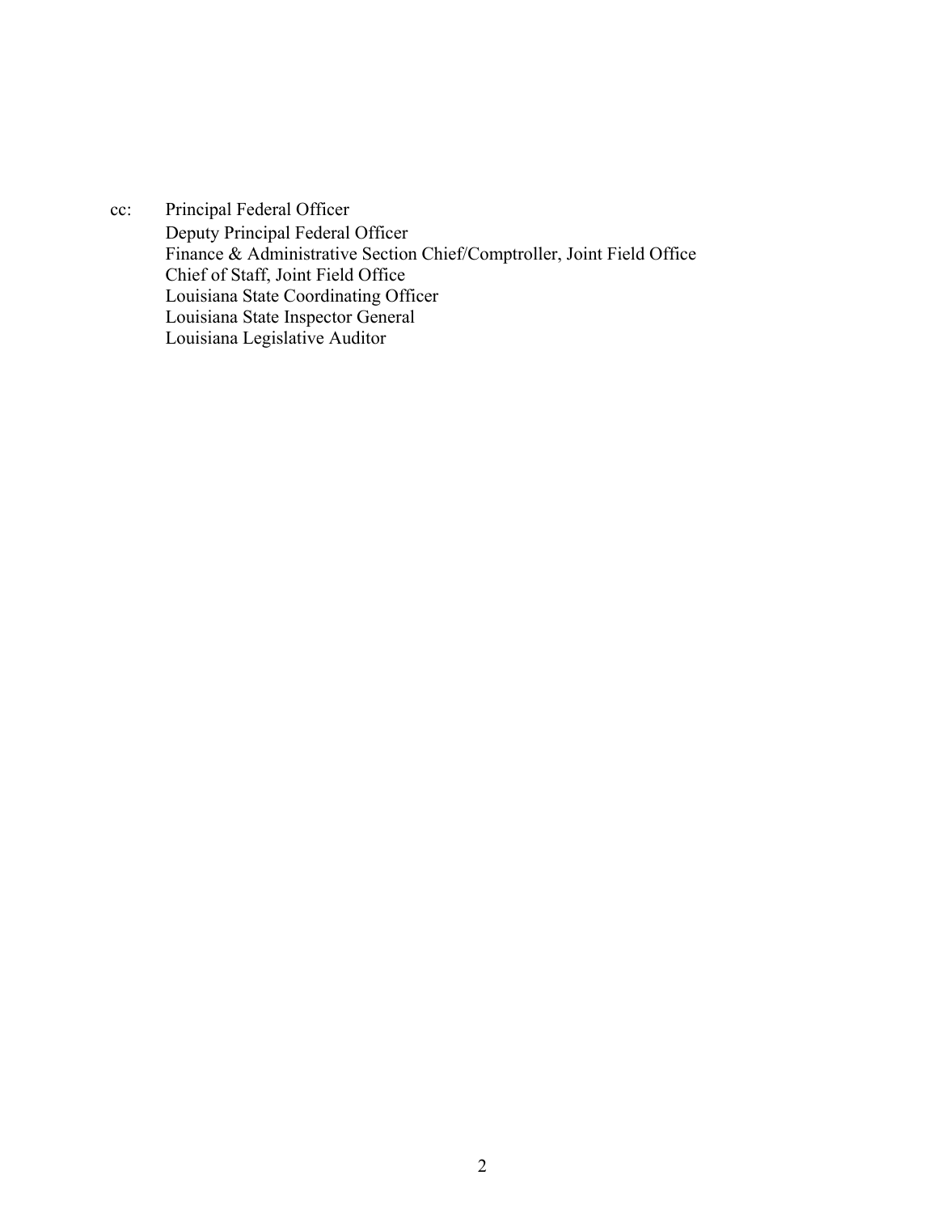cc: Principal Federal Officer
Deputy Principal Federal Officer
Finance & Administrative Section Chief/Comptroller, Joint Field Office
Chief of Staff, Joint Field Office
Louisiana State Coordinating Officer
Louisiana State Inspector General
Louisiana Legislative Auditor